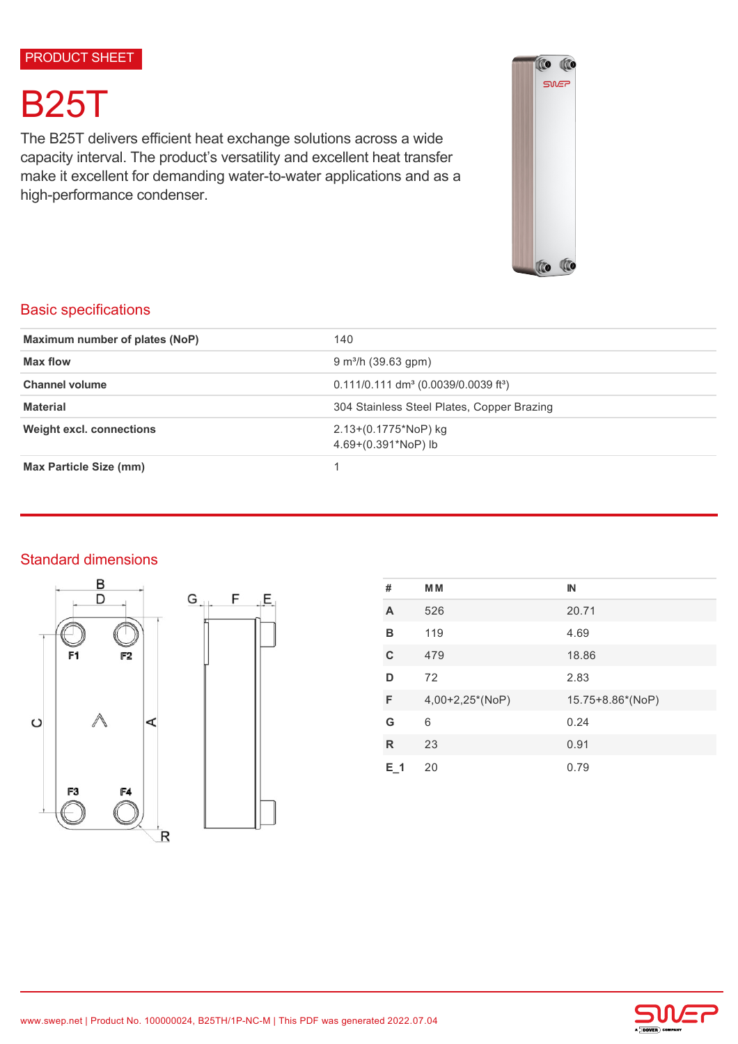PRODUCT SHEET

# B25T

The B25T delivers efficient heat exchange solutions across a wide capacity interval. The product's versatility and excellent heat transfer make it excellent for demanding water-to-water applications and as a high-performance condenser.

## Basic specifications

| | |
|---|---|
| **Maximum number of plates (NoP)** | 140 |
| **Max flow** | 9 m³/h (39.63 gpm) |
| **Channel volume** | 0.111/0.111 dm³ (0.0039/0.0039 ft³) |
| **Material** | 304 Stainless Steel Plates, Copper Brazing |
| **Weight excl. connections** | 2.13+(0.1775*NoP) kg<br>4.69+(0.391*NoP) lb |
| **Max Particle Size (mm)** | 1 |

## Standard dimensions

| # | MM | IN |
|---|---|---|
| **A** | 526 | 20.71 |
| **B** | 119 | 4.69 |
| **C** | 479 | 18.86 |
| **D** | 72 | 2.83 |
| **F** | 4,00+2,25*(NoP) | 15.75+8.86*(NoP) |
| **G** | 6 | 0.24 |
| **R** | 23 | 0.91 |
| **E_1** | 20 | 0.79 |

www.swep.net | Product No. 100000024, B25TH/1P-NC-M | This PDF was generated 2022.07.04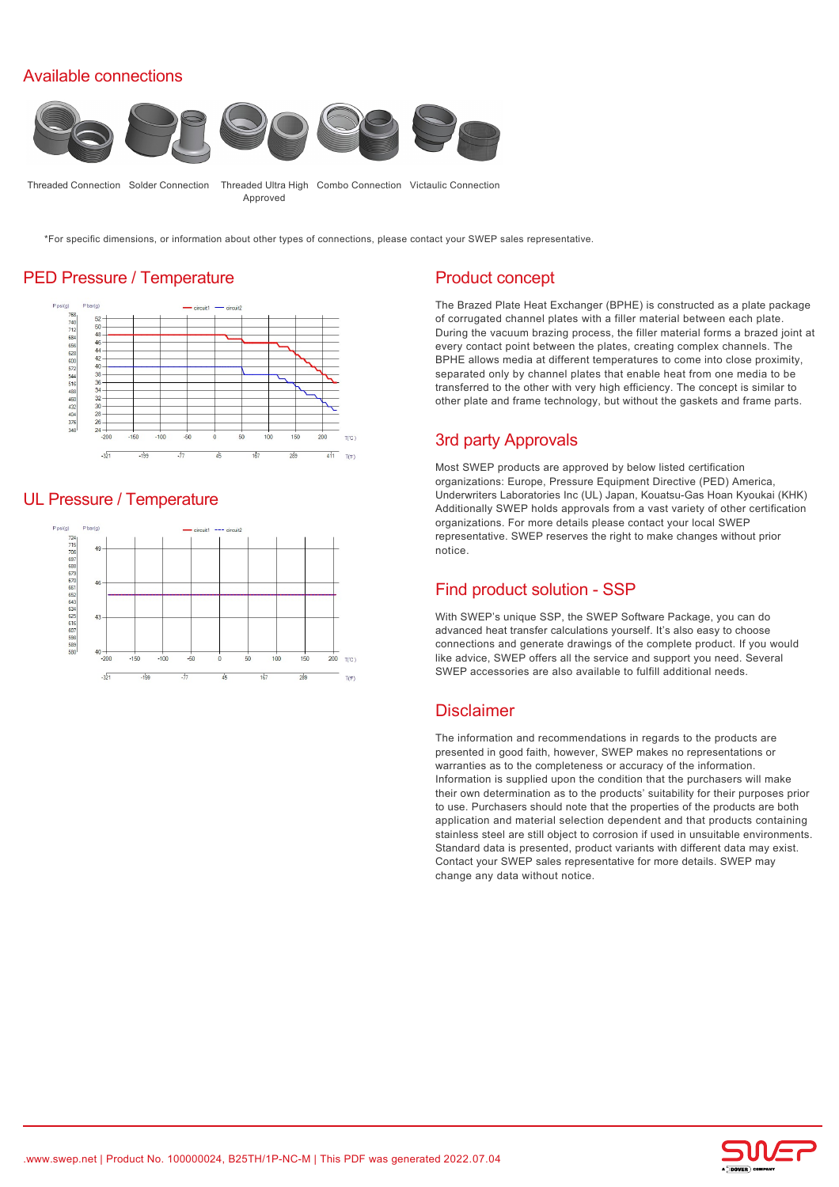## Available connections

Threaded Connection | Solder Connection | Threaded Ultra High Approved | Combo Connection | Victaulic Connection

*For specific dimensions, or information about other types of connections, please contact your SWEP sales representative.

## PED Pressure / Temperature

P psi(g) P bar(g)

circuit1 circuit2

768 740 712 684 656 628 600 572 544 516 488 460 432 404 376 348

52 50 48 46 44 42 40 38 36 34 32 30 28 26 24

-200 -150 -100 -50 0 50 100 150 200 T(°C)

-321 -199 -77 45 167 289 411 T(°F)

## UL Pressure / Temperature

P psi(g) P bar(g)

circuit1 circuit2

724 715 706 697 688 679 670 661 652 643 634 625 616 607 598 589 580

49 46 43 40

-200 -150 -100 -50 0 50 100 150 200 T(°C)

-321 -199 -77 45 167 289 T(°F)

## Product concept

The Brazed Plate Heat Exchanger (BPHE) is constructed as a plate package of corrugated channel plates with a filler material between each plate. During the vacuum brazing process, the filler material forms a brazed joint at every contact point between the plates, creating complex channels. The BPHE allows media at different temperatures to come into close proximity, separated only by channel plates that enable heat from one media to be transferred to the other with very high efficiency. The concept is similar to other plate and frame technology, but without the gaskets and frame parts.

## 3rd party Approvals

Most SWEP products are approved by below listed certification organizations: Europe, Pressure Equipment Directive (PED) America, Underwriters Laboratories Inc (UL) Japan, Kouatsu-Gas Hoan Kyoukai (KHK) Additionally SWEP holds approvals from a vast variety of other certification organizations. For more details please contact your local SWEP representative. SWEP reserves the right to make changes without prior notice.

## Find product solution - SSP

With SWEP's unique SSP, the SWEP Software Package, you can do advanced heat transfer calculations yourself. It's also easy to choose connections and generate drawings of the complete product. If you would like advice, SWEP offers all the service and support you need. Several SWEP accessories are also available to fulfill additional needs.

## Disclaimer

The information and recommendations in regards to the products are presented in good faith, however, SWEP makes no representations or warranties as to the completeness or accuracy of the information. Information is supplied upon the condition that the purchasers will make their own determination as to the products' suitability for their purposes prior to use. Purchasers should note that the properties of the products are both application and material selection dependent and that products containing stainless steel are still object to corrosion if used in unsuitable environments. Standard data is presented, product variants with different data may exist. Contact your SWEP sales representative for more details. SWEP may change any data without notice.

.www.swep.net | Product No. 100000024, B25TH/1P-NC-M | This PDF was generated 2022.07.04